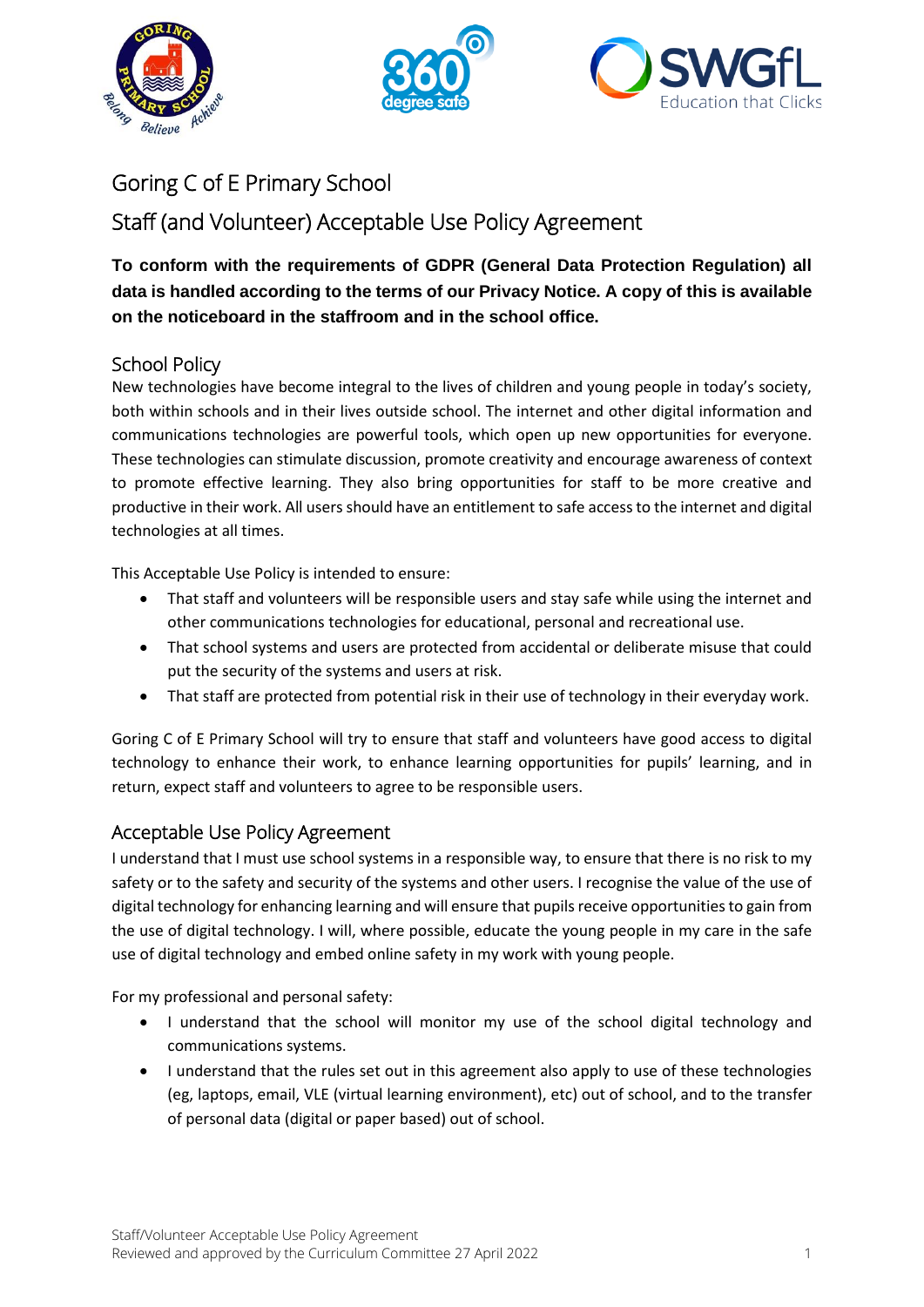# Goring C of E Primary School

## Staff (and Volunteer) Acceptable Use Policy Agreement

**To conform with the requirements of GDPR (General Data Protection Regulation) all data is handled according to the terms of our Privacy Notice. A copy of this is available on the noticeboard in the staffroom and in the school office.**

### School Policy

New technologies have become integral to the lives of children and young people in today's society, both within schools and in their lives outside school. The internet and other digital information and communications technologies are powerful tools, which open up new opportunities for everyone. These technologies can stimulate discussion, promote creativity and encourage awareness of context to promote effective learning. They also bring opportunities for staff to be more creative and productive in their work. All users should have an entitlement to safe access to the internet and digital technologies at all times.

This Acceptable Use Policy is intended to ensure:

- That staff and volunteers will be responsible users and stay safe while using the internet and other communications technologies for educational, personal and recreational use.
- That school systems and users are protected from accidental or deliberate misuse that could put the security of the systems and users at risk.
- That staff are protected from potential risk in their use of technology in their everyday work.

Goring C of E Primary School will try to ensure that staff and volunteers have good access to digital technology to enhance their work, to enhance learning opportunities for pupils' learning, and in return, expect staff and volunteers to agree to be responsible users.

### Acceptable Use Policy Agreement

I understand that I must use school systems in a responsible way, to ensure that there is no risk to my safety or to the safety and security of the systems and other users. I recognise the value of the use of digital technology for enhancing learning and will ensure that pupils receive opportunities to gain from the use of digital technology. I will, where possible, educate the young people in my care in the safe use of digital technology and embed online safety in my work with young people.

For my professional and personal safety:

- I understand that the school will monitor my use of the school digital technology and communications systems.
- I understand that the rules set out in this agreement also apply to use of these technologies (eg, laptops, email, VLE (virtual learning environment), etc) out of school, and to the transfer of personal data (digital or paper based) out of school.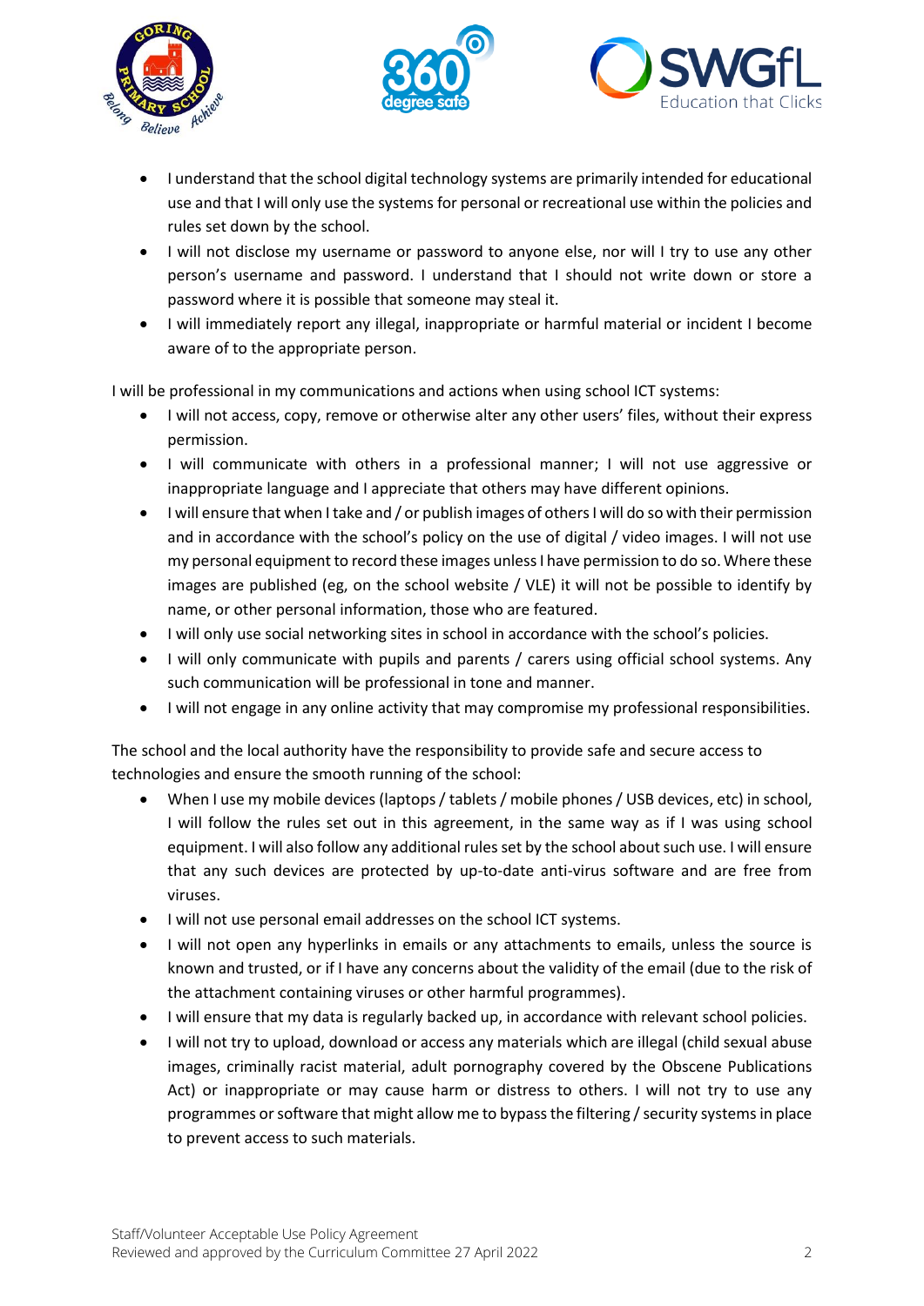- I understand that the school digital technology systems are primarily intended for educational use and that I will only use the systems for personal or recreational use within the policies and rules set down by the school.
- I will not disclose my username or password to anyone else, nor will I try to use any other person's username and password. I understand that I should not write down or store a password where it is possible that someone may steal it.
- I will immediately report any illegal, inappropriate or harmful material or incident I become aware of to the appropriate person.

I will be professional in my communications and actions when using school ICT systems:

- I will not access, copy, remove or otherwise alter any other users' files, without their express permission.
- I will communicate with others in a professional manner; I will not use aggressive or inappropriate language and I appreciate that others may have different opinions.
- I will ensure that when I take and / or publish images of others I will do so with their permission and in accordance with the school's policy on the use of digital / video images. I will not use my personal equipment to record these images unless I have permission to do so. Where these images are published (eg, on the school website / VLE) it will not be possible to identify by name, or other personal information, those who are featured.
- I will only use social networking sites in school in accordance with the school's policies.
- I will only communicate with pupils and parents / carers using official school systems. Any such communication will be professional in tone and manner.
- I will not engage in any online activity that may compromise my professional responsibilities.

The school and the local authority have the responsibility to provide safe and secure access to technologies and ensure the smooth running of the school:

- When I use my mobile devices (laptops / tablets / mobile phones / USB devices, etc) in school, I will follow the rules set out in this agreement, in the same way as if I was using school equipment. I will also follow any additional rules set by the school about such use. I will ensure that any such devices are protected by up-to-date anti-virus software and are free from viruses.
- I will not use personal email addresses on the school ICT systems.
- I will not open any hyperlinks in emails or any attachments to emails, unless the source is known and trusted, or if I have any concerns about the validity of the email (due to the risk of the attachment containing viruses or other harmful programmes).
- I will ensure that my data is regularly backed up, in accordance with relevant school policies.
- I will not try to upload, download or access any materials which are illegal (child sexual abuse images, criminally racist material, adult pornography covered by the Obscene Publications Act) or inappropriate or may cause harm or distress to others. I will not try to use any programmes or software that might allow me to bypass the filtering / security systems in place to prevent access to such materials.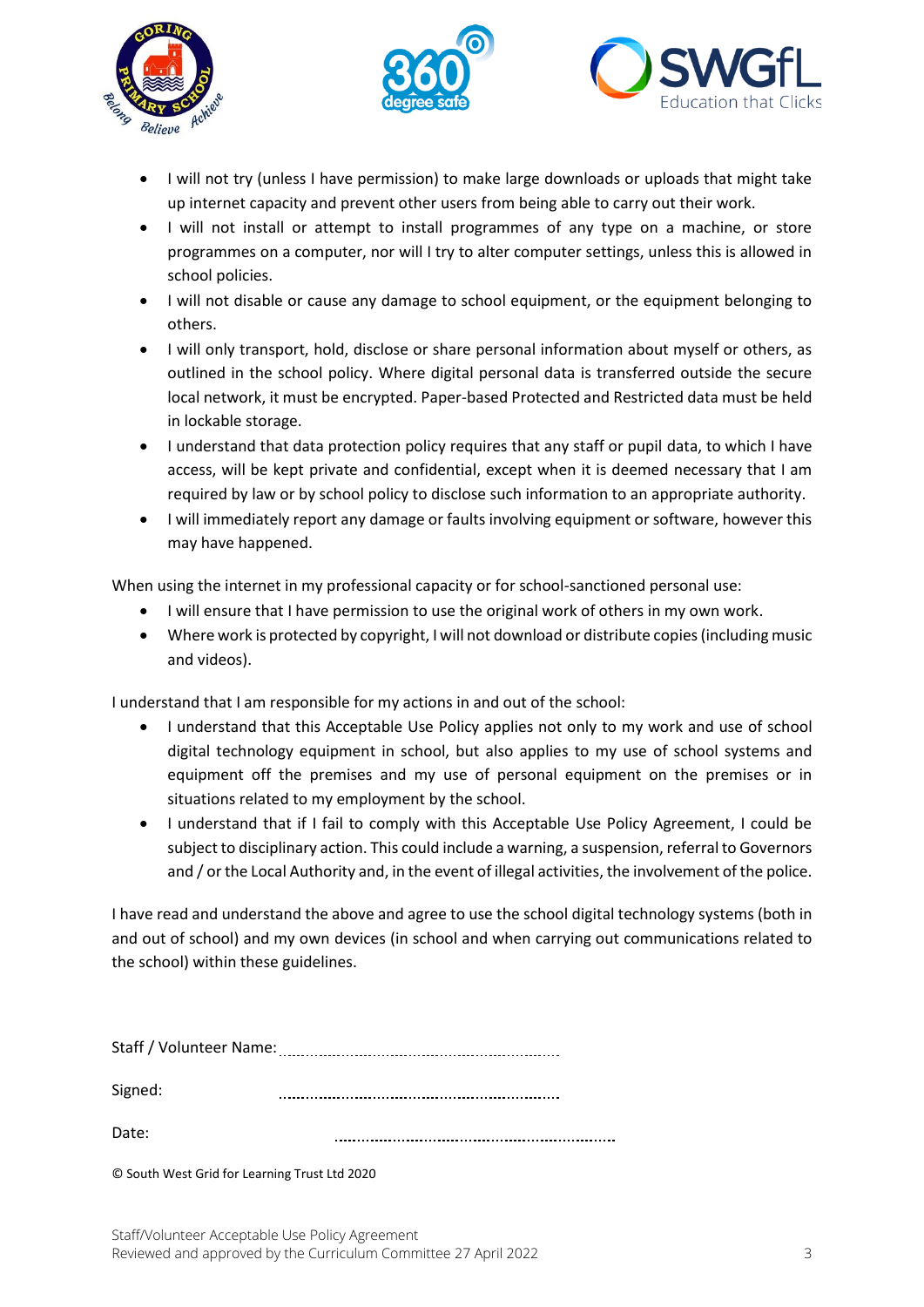- I will not try (unless I have permission) to make large downloads or uploads that might take up internet capacity and prevent other users from being able to carry out their work.
- I will not install or attempt to install programmes of any type on a machine, or store programmes on a computer, nor will I try to alter computer settings, unless this is allowed in school policies.
- I will not disable or cause any damage to school equipment, or the equipment belonging to others.
- I will only transport, hold, disclose or share personal information about myself or others, as outlined in the school policy. Where digital personal data is transferred outside the secure local network, it must be encrypted. Paper-based Protected and Restricted data must be held in lockable storage.
- I understand that data protection policy requires that any staff or pupil data, to which I have access, will be kept private and confidential, except when it is deemed necessary that I am required by law or by school policy to disclose such information to an appropriate authority.
- I will immediately report any damage or faults involving equipment or software, however this may have happened.

When using the internet in my professional capacity or for school-sanctioned personal use:

- I will ensure that I have permission to use the original work of others in my own work.
- Where work is protected by copyright, I will not download or distribute copies (including music and videos).

I understand that I am responsible for my actions in and out of the school:

- I understand that this Acceptable Use Policy applies not only to my work and use of school digital technology equipment in school, but also applies to my use of school systems and equipment off the premises and my use of personal equipment on the premises or in situations related to my employment by the school.
- I understand that if I fail to comply with this Acceptable Use Policy Agreement, I could be subject to disciplinary action. This could include a warning, a suspension, referral to Governors and / or the Local Authority and, in the event of illegal activities, the involvement of the police.

I have read and understand the above and agree to use the school digital technology systems (both in and out of school) and my own devices (in school and when carrying out communications related to the school) within these guidelines.

Staff / Volunteer Name: ..........................................................

Signed: ..........................................................

Date: ..........................................................

© South West Grid for Learning Trust Ltd 2020

Staff/Volunteer Acceptable Use Policy Agreement
Reviewed and approved by the Curriculum Committee 27 April 2022